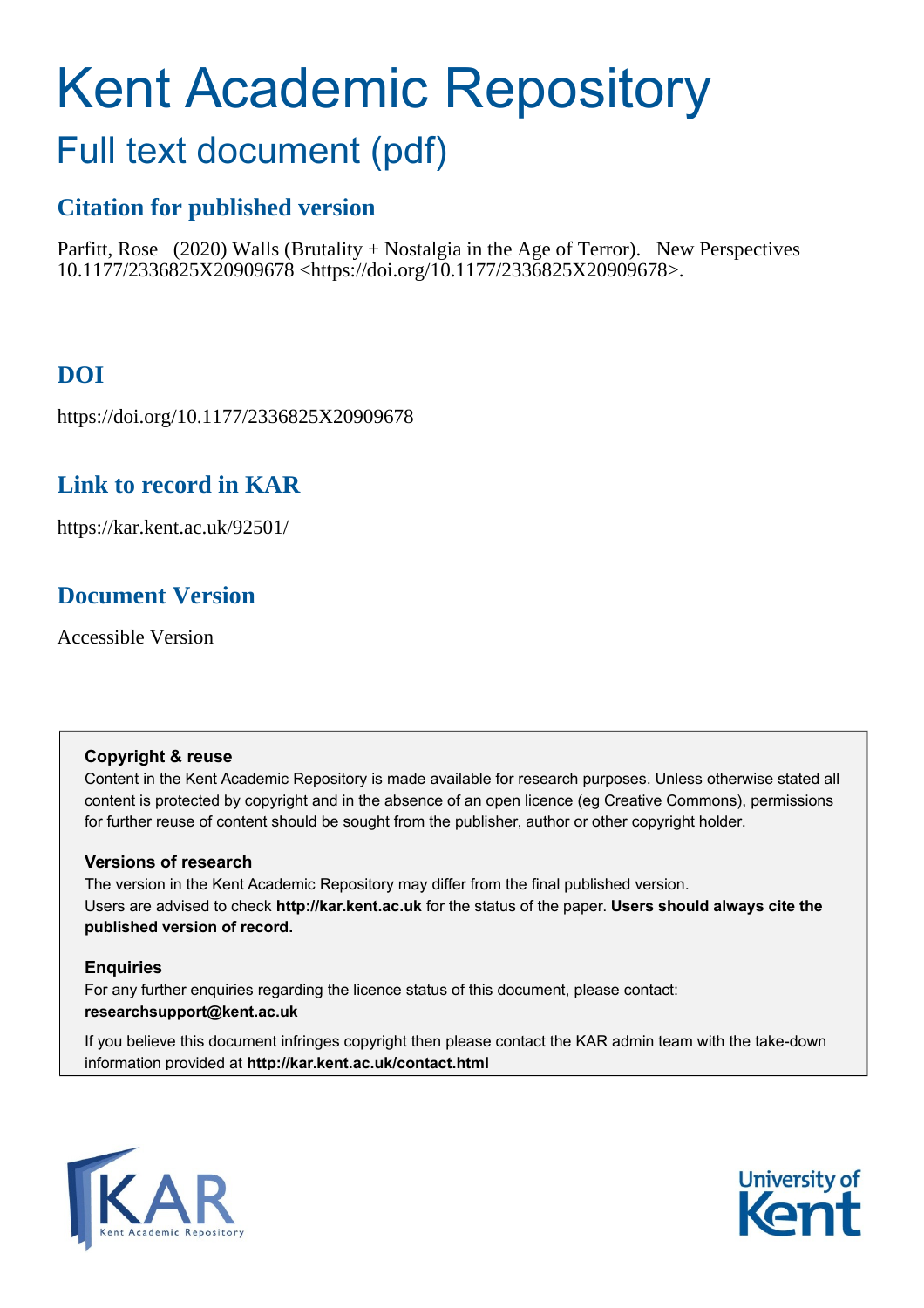# Kent Academic Repository

## Full text document (pdf)

### Citation for published version

Parfitt, Rose (2020) Walls (Brutality + Nostalgia in the Age of Terror). New Perspectives 10.1177/2336825X20909678 <https://doi.org/10.1177/2336825X20909678>.

### DOI

https://doi.org/10.1177/2336825X20909678

### Link to record in KAR

https://kar.kent.ac.uk/92501/

### Document Version

Accessible Version

**Copyright & reuse**

Content in the Kent Academic Repository is made available for research purposes. Unless otherwise stated all content is protected by copyright and in the absence of an open licence (eg Creative Commons), permissions for further reuse of content should be sought from the publisher, author or other copyright holder.

**Versions of research**

The version in the Kent Academic Repository may differ from the final published version. Users are advised to check **http://kar.kent.ac.uk** for the status of the paper. **Users should always cite the published version of record.**

**Enquiries**

For any further enquiries regarding the licence status of this document, please contact: **researchsupport@kent.ac.uk**

If you believe this document infringes copyright then please contact the KAR admin team with the take-down information provided at **http://kar.kent.ac.uk/contact.html**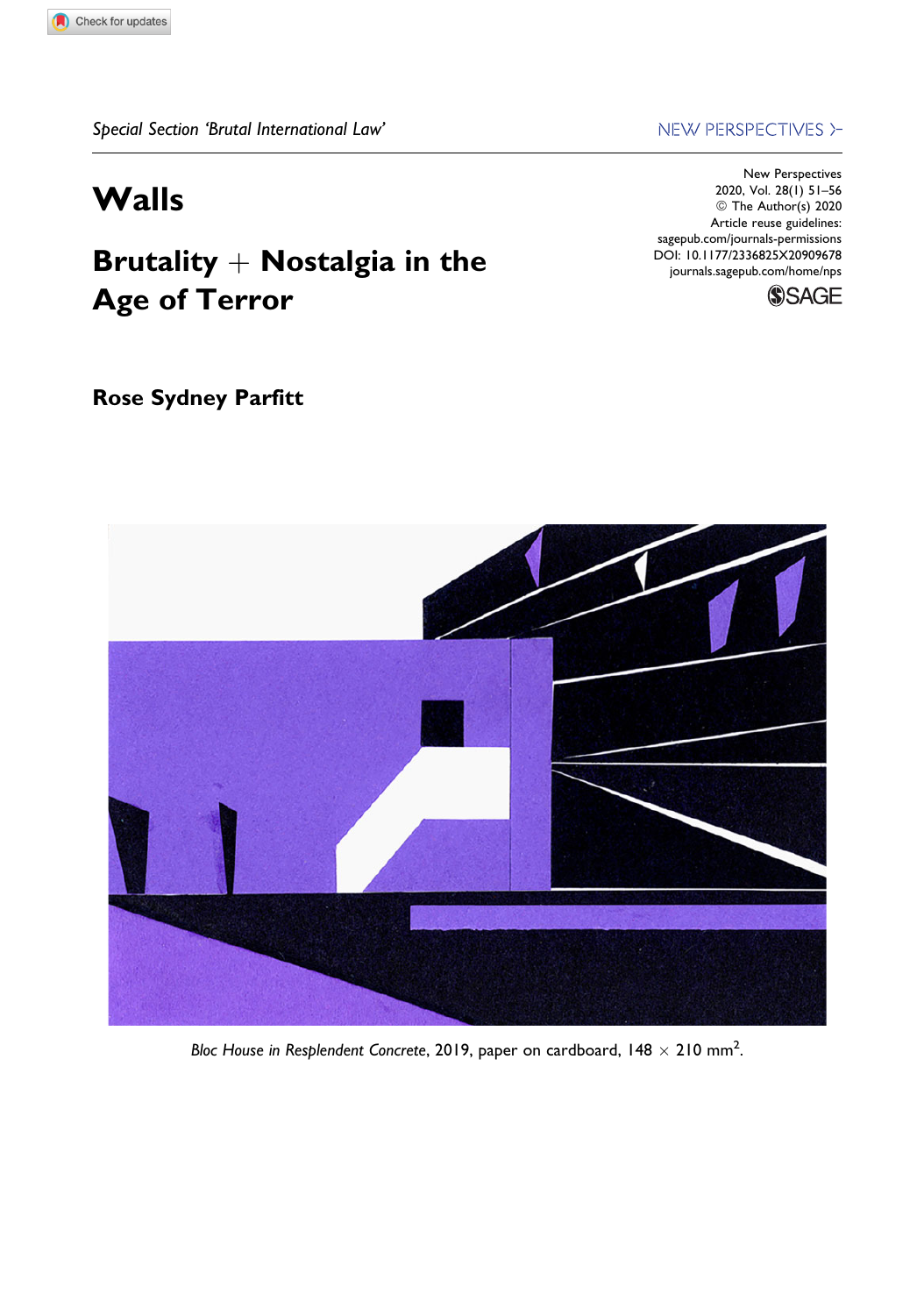Special Section 'Brutal International Law'

# Walls

## Brutality + Nostalgia in the Age of Terror

**Rose Sydney Parfitt**

*Bloc House in Resplendent Concrete*, 2019, paper on cardboard, 148 × 210 mm$^2$.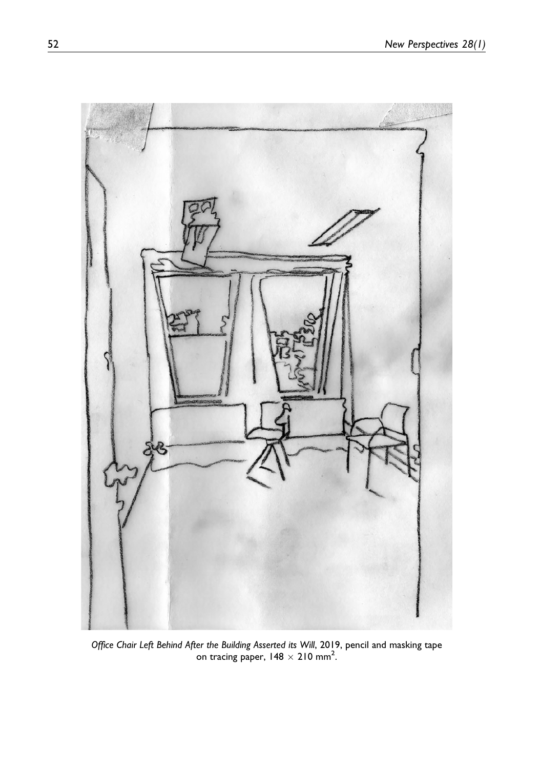*Office Chair Left Behind After the Building Asserted its Will*, 2019, pencil and masking tape on tracing paper, $148 \times 210$ mm$^2$.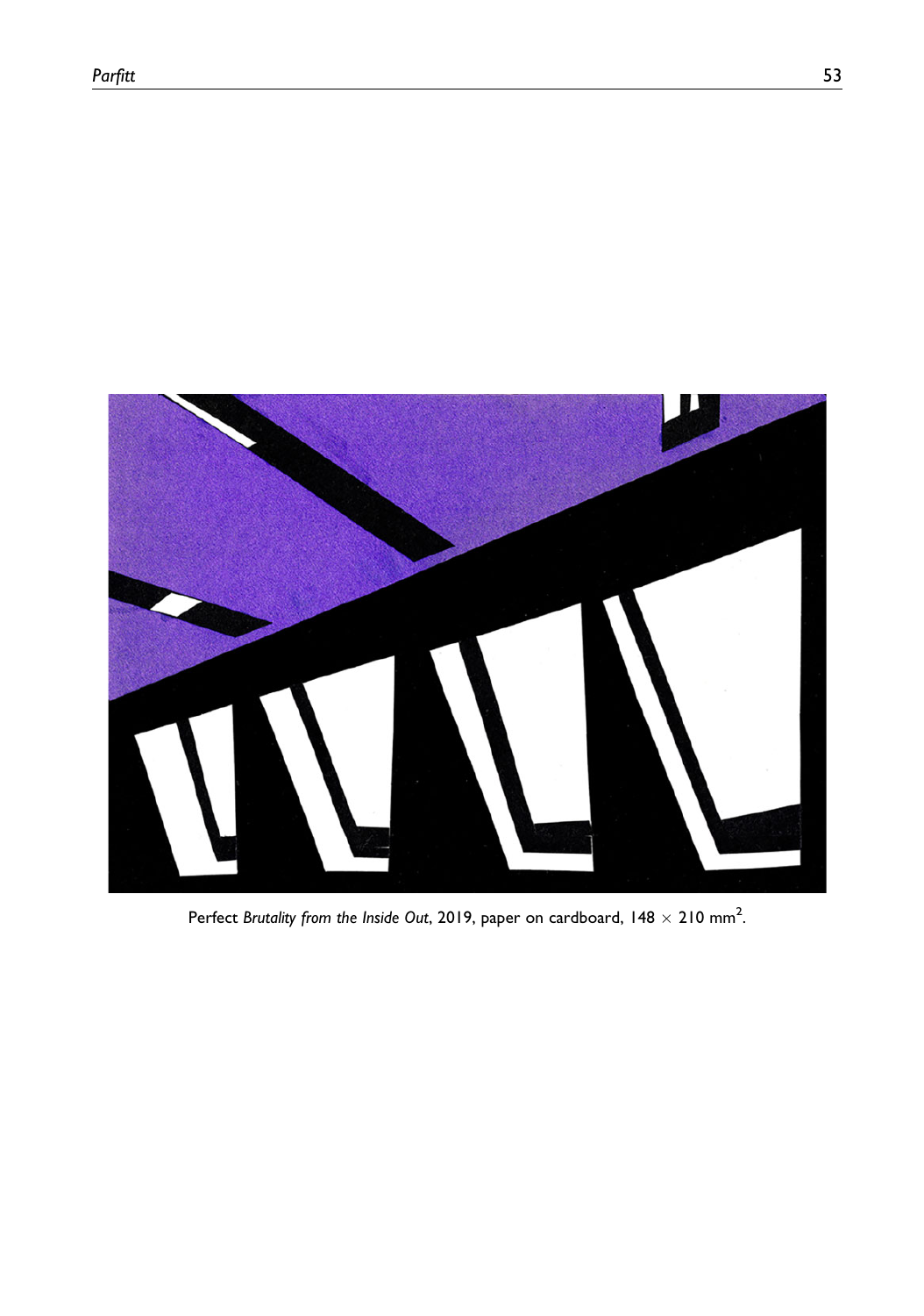Perfect *Brutality from the Inside Out*, 2019, paper on cardboard, $148 \times 210$ mm$^2$.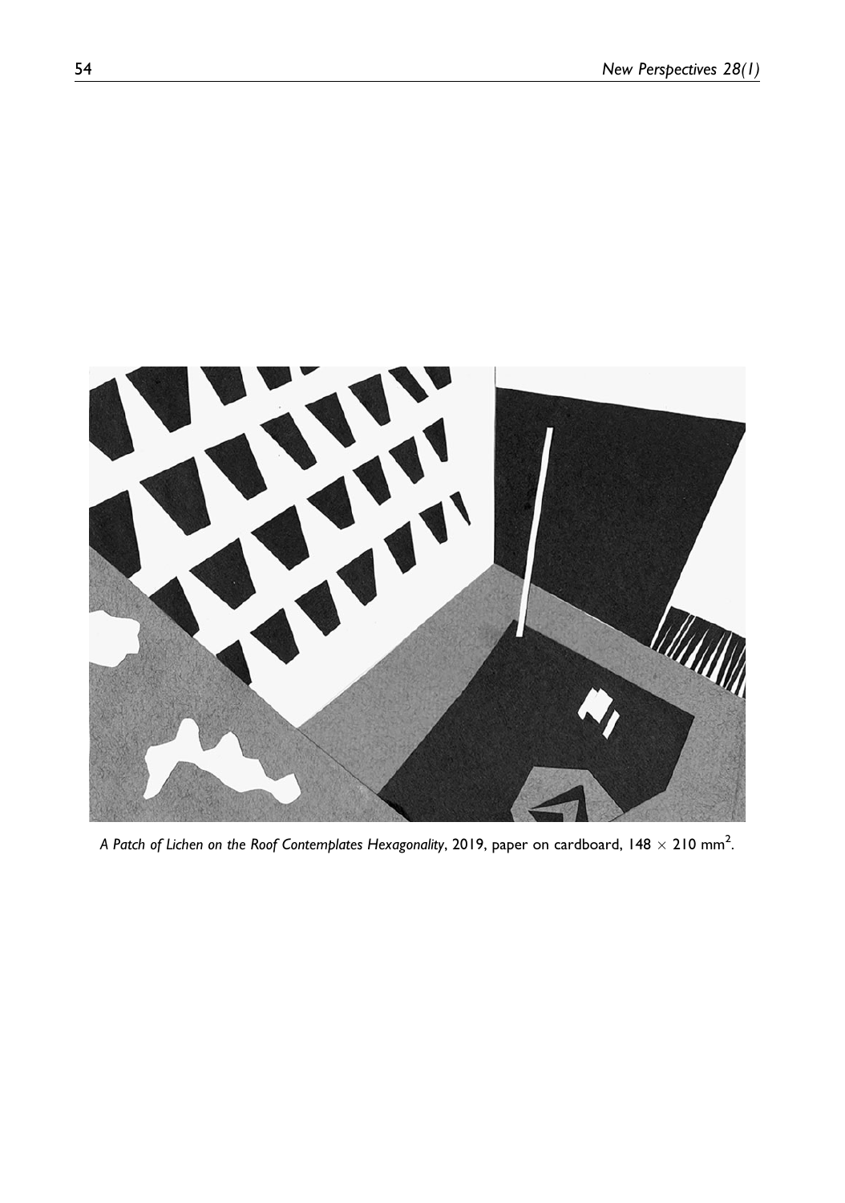*A Patch of Lichen on the Roof Contemplates Hexagonality*, 2019, paper on cardboard, 148 × 210 mm$^2$.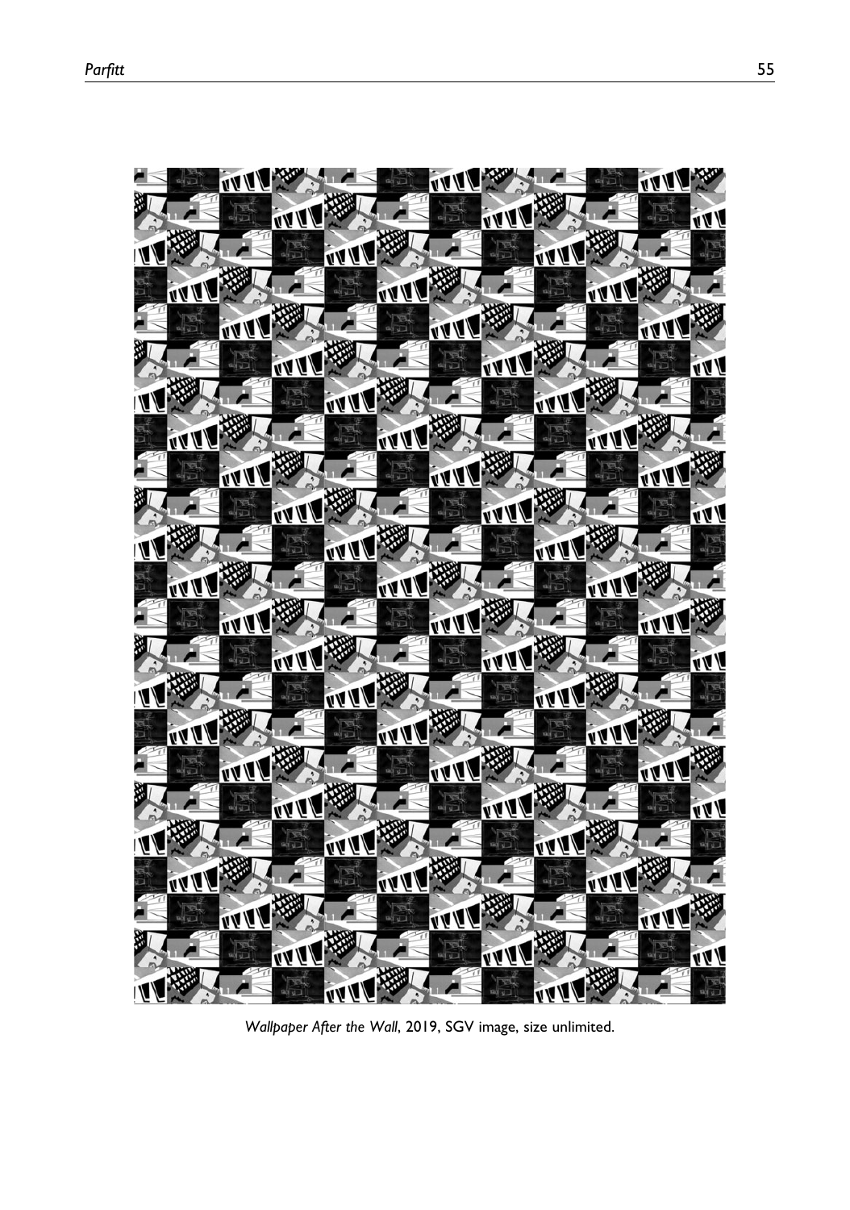*Wallpaper After the Wall*, 2019, SGV image, size unlimited.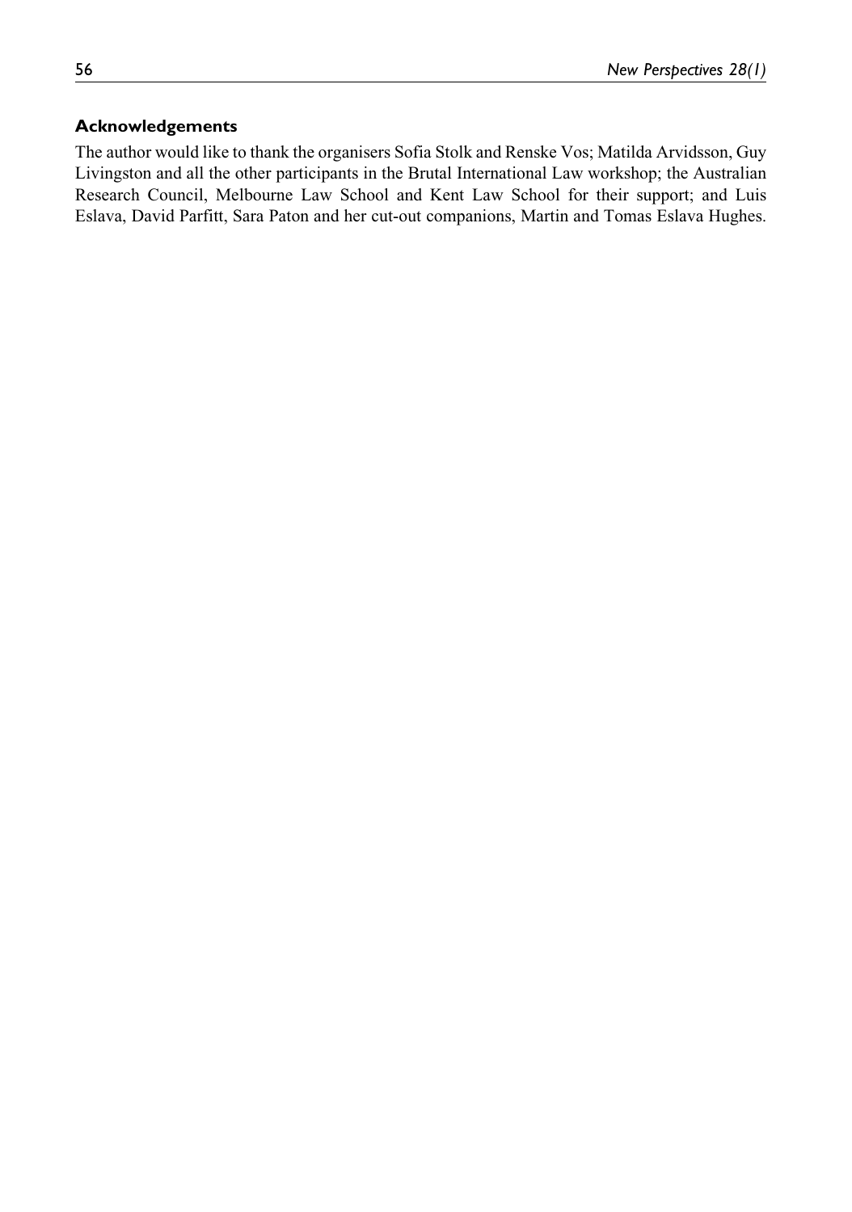## Acknowledgements

The author would like to thank the organisers Sofia Stolk and Renske Vos; Matilda Arvidsson, Guy Livingston and all the other participants in the Brutal International Law workshop; the Australian Research Council, Melbourne Law School and Kent Law School for their support; and Luis Eslava, David Parfitt, Sara Paton and her cut-out companions, Martin and Tomas Eslava Hughes.